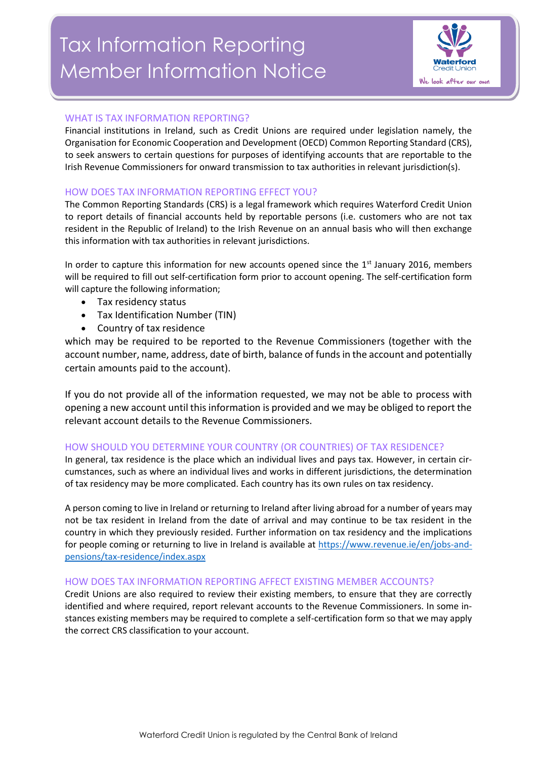# Tax Information Reporting Member Information Notice

Waterford Credit Union

We look after our own

## WHAT IS TAX INFORMATION REPORTING?

Financial institutions in Ireland, such as Credit Unions are required under legislation namely, the Organisation for Economic Cooperation and Development (OECD) Common Reporting Standard (CRS), to seek answers to certain questions for purposes of identifying accounts that are reportable to the Irish Revenue Commissioners for onward transmission to tax authorities in relevant jurisdiction(s).

## HOW DOES TAX INFORMATION REPORTING EFFECT YOU?

The Common Reporting Standards (CRS) is a legal framework which requires Waterford Credit Union to report details of financial accounts held by reportable persons (i.e. customers who are not tax resident in the Republic of Ireland) to the Irish Revenue on an annual basis who will then exchange this information with tax authorities in relevant jurisdictions.

In order to capture this information for new accounts opened since the 1st January 2016, members will be required to fill out self-certification form prior to account opening. The self-certification form will capture the following information;

- Tax residency status
- Tax Identification Number (TIN)
- Country of tax residence

which may be required to be reported to the Revenue Commissioners (together with the account number, name, address, date of birth, balance of funds in the account and potentially certain amounts paid to the account).

If you do not provide all of the information requested, we may not be able to process with opening a new account until this information is provided and we may be obliged to report the relevant account details to the Revenue Commissioners.

## HOW SHOULD YOU DETERMINE YOUR COUNTRY (OR COUNTRIES) OF TAX RESIDENCE?

In general, tax residence is the place which an individual lives and pays tax. However, in certain circumstances, such as where an individual lives and works in different jurisdictions, the determination of tax residency may be more complicated. Each country has its own rules on tax residency.

A person coming to live in Ireland or returning to Ireland after living abroad for a number of years may not be tax resident in Ireland from the date of arrival and may continue to be tax resident in the country in which they previously resided. Further information on tax residency and the implications for people coming or returning to live in Ireland is available at https://www.revenue.ie/en/jobs-and-pensions/tax-residence/index.aspx

## HOW DOES TAX INFORMATION REPORTING AFFECT EXISTING MEMBER ACCOUNTS?

Credit Unions are also required to review their existing members, to ensure that they are correctly identified and where required, report relevant accounts to the Revenue Commissioners. In some instances existing members may be required to complete a self-certification form so that we may apply the correct CRS classification to your account.

Waterford Credit Union is regulated by the Central Bank of Ireland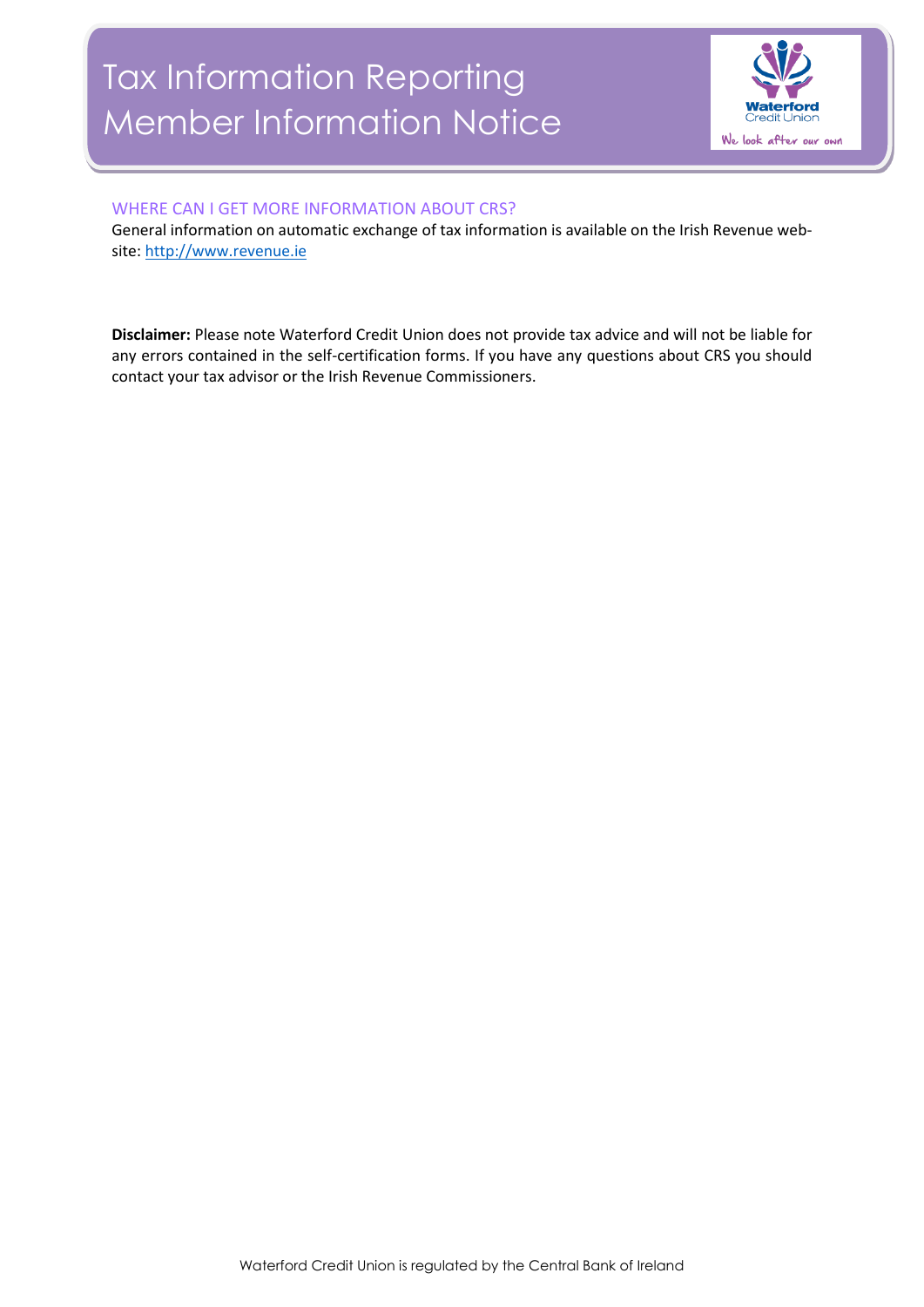# Tax Information Reporting Member Information Notice

## WHERE CAN I GET MORE INFORMATION ABOUT CRS?

General information on automatic exchange of tax information is available on the Irish Revenue website: http://www.revenue.ie

**Disclaimer:** Please note Waterford Credit Union does not provide tax advice and will not be liable for any errors contained in the self-certification forms. If you have any questions about CRS you should contact your tax advisor or the Irish Revenue Commissioners.